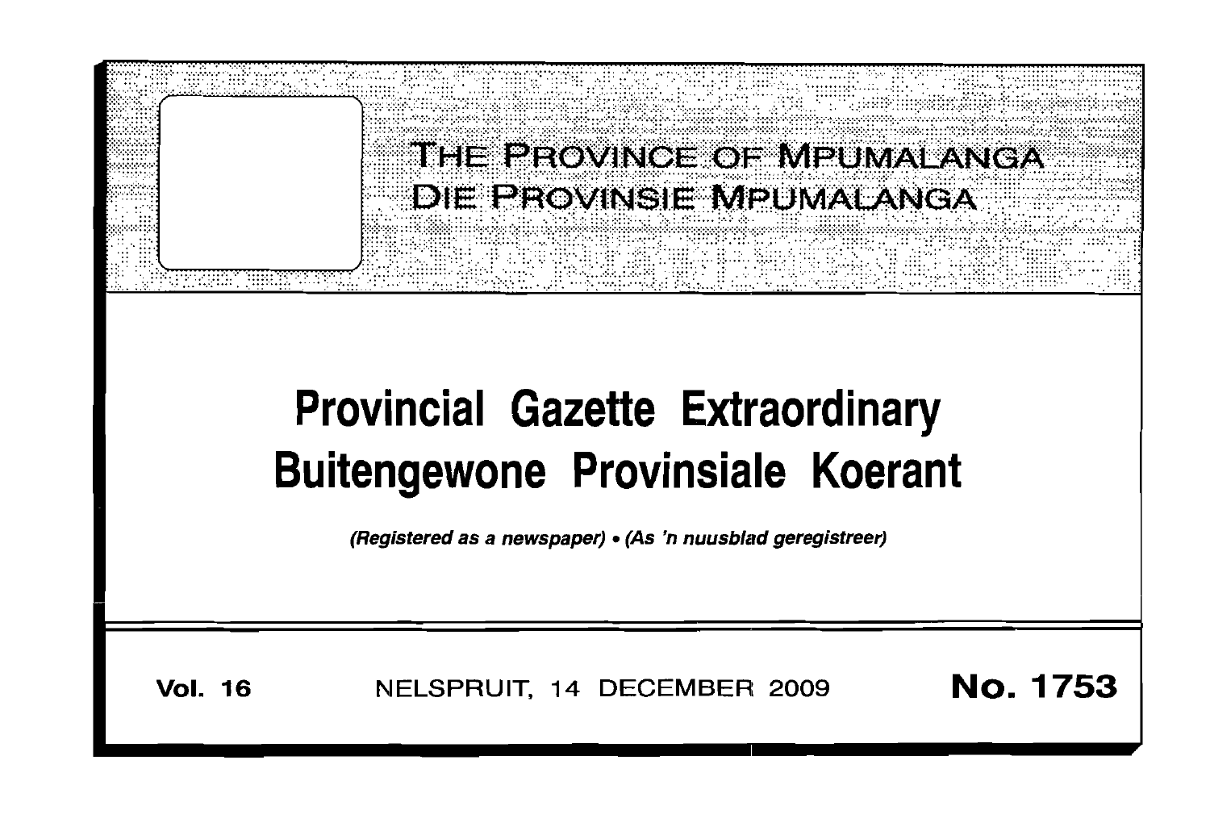# THE PROVINCE OF MPUMALANGA
# DIE PROVINSIE MPUMALANGA

# Provincial Gazette Extraordinary
# Buitengewone Provinsiale Koerant

*(Registered as a newspaper) • (As 'n nuusblad geregistreer)*

**Vol. 16** NELSPRUIT, 14 DECEMBER 2009 **No. 1753**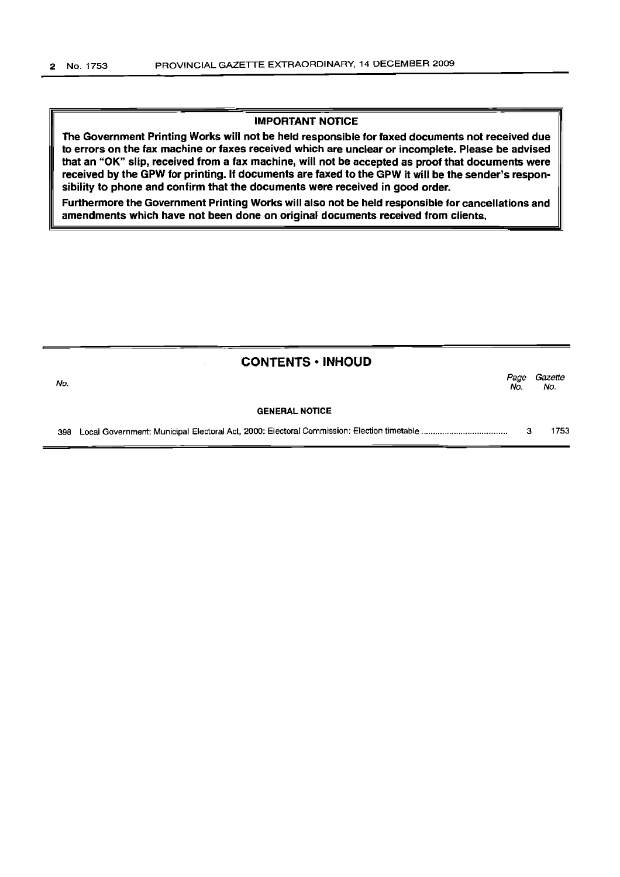**IMPORTANT NOTICE**

**The Government Printing Works will not be held responsible for faxed documents not received due to errors on the fax machine or faxes received which are unclear or incomplete. Please be advised that an "OK" slip, received from a fax machine, will not be accepted as proof that documents were received by the GPW for printing. If documents are faxed to the GPW it will be the sender's responsibility to phone and confirm that the documents were received in good order.**

**Furthermore the Government Printing Works will also not be held responsible for cancellations and amendments which have not been done on original documents received from clients.**

## CONTENTS • INHOUD

| *No.* | | *Page No.* | *Gazette No.* |
|---|---|---|---|
| | **GENERAL NOTICE** | | |
| 398 | Local Government: Municipal Electoral Act, 2000: Electoral Commission: Election timetable | 3 | 1753 |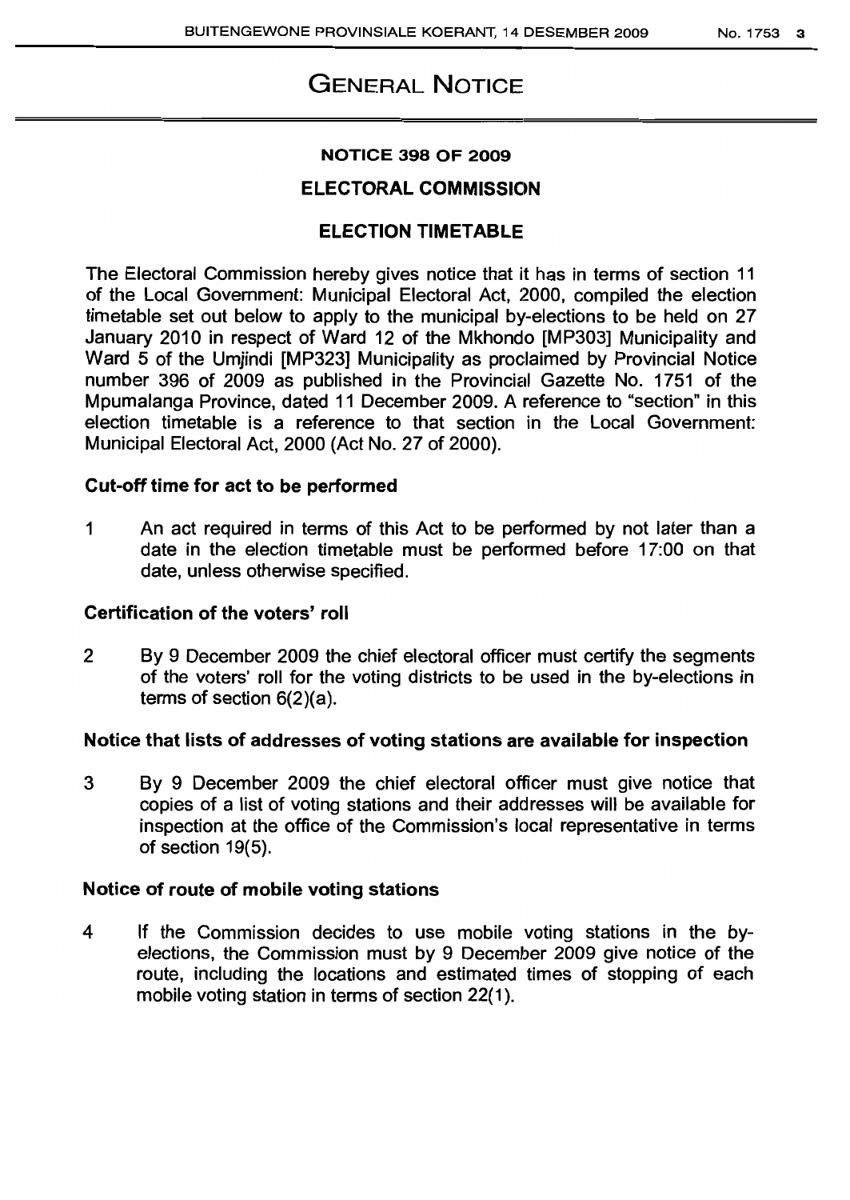# GENERAL NOTICE

## NOTICE 398 OF 2009

## ELECTORAL COMMISSION

## ELECTION TIMETABLE

The Electoral Commission hereby gives notice that it has in terms of section 11 of the Local Government: Municipal Electoral Act, 2000, compiled the election timetable set out below to apply to the municipal by-elections to be held on 27 January 2010 in respect of Ward 12 of the Mkhondo [MP303] Municipality and Ward 5 of the Umjindi [MP323] Municipality as proclaimed by Provincial Notice number 396 of 2009 as published in the Provincial Gazette No. 1751 of the Mpumalanga Province, dated 11 December 2009. A reference to "section" in this election timetable is a reference to that section in the Local Government: Municipal Electoral Act, 2000 (Act No. 27 of 2000).

### Cut-off time for act to be performed

1 An act required in terms of this Act to be performed by not later than a date in the election timetable must be performed before 17:00 on that date, unless otherwise specified.

### Certification of the voters' roll

2 By 9 December 2009 the chief electoral officer must certify the segments of the voters' roll for the voting districts to be used in the by-elections in terms of section 6(2)(a).

### Notice that lists of addresses of voting stations are available for inspection

3 By 9 December 2009 the chief electoral officer must give notice that copies of a list of voting stations and their addresses will be available for inspection at the office of the Commission's local representative in terms of section 19(5).

### Notice of route of mobile voting stations

4 If the Commission decides to use mobile voting stations in the by-elections, the Commission must by 9 December 2009 give notice of the route, including the locations and estimated times of stopping of each mobile voting station in terms of section 22(1).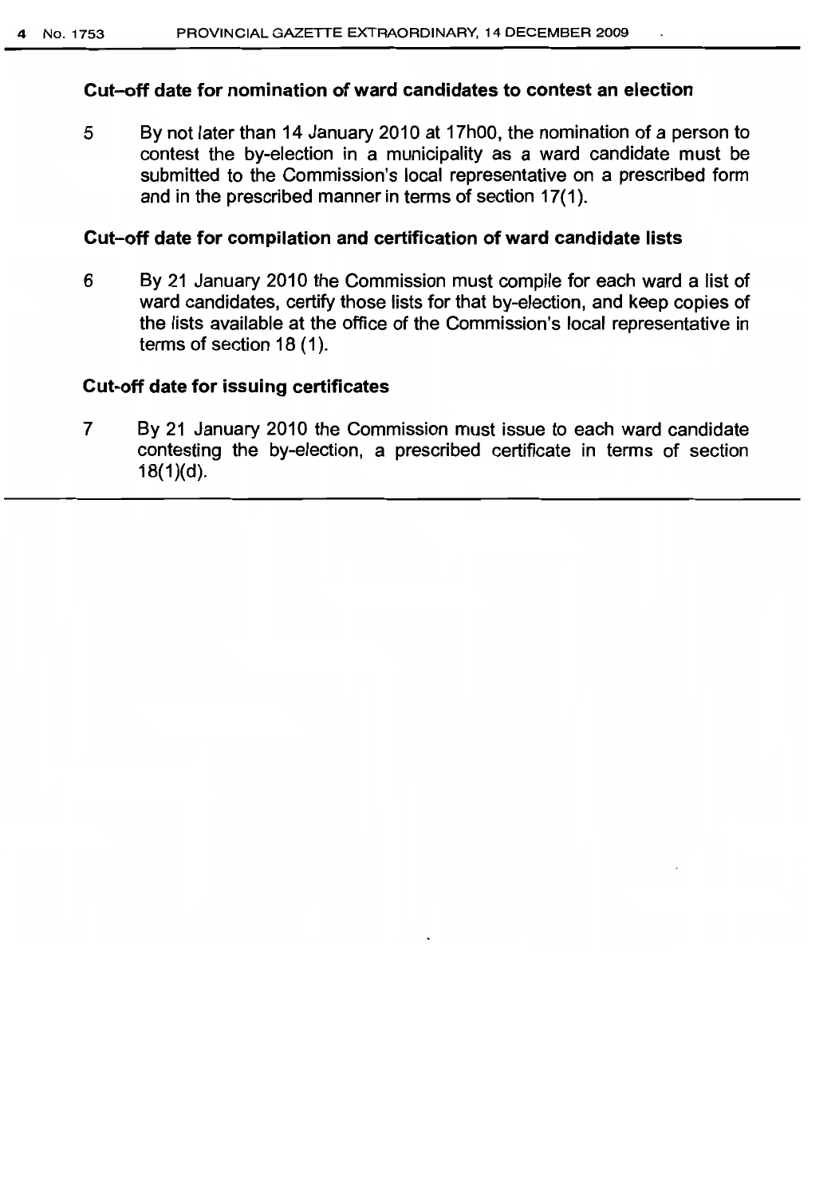### Cut–off date for nomination of ward candidates to contest an election

5 By not later than 14 January 2010 at 17h00, the nomination of a person to contest the by-election in a municipality as a ward candidate must be submitted to the Commission's local representative on a prescribed form and in the prescribed manner in terms of section 17(1).

### Cut–off date for compilation and certification of ward candidate lists

6 By 21 January 2010 the Commission must compile for each ward a list of ward candidates, certify those lists for that by-election, and keep copies of the lists available at the office of the Commission's local representative in terms of section 18 (1).

### Cut-off date for issuing certificates

7 By 21 January 2010 the Commission must issue to each ward candidate contesting the by-election, a prescribed certificate in terms of section 18(1)(d).